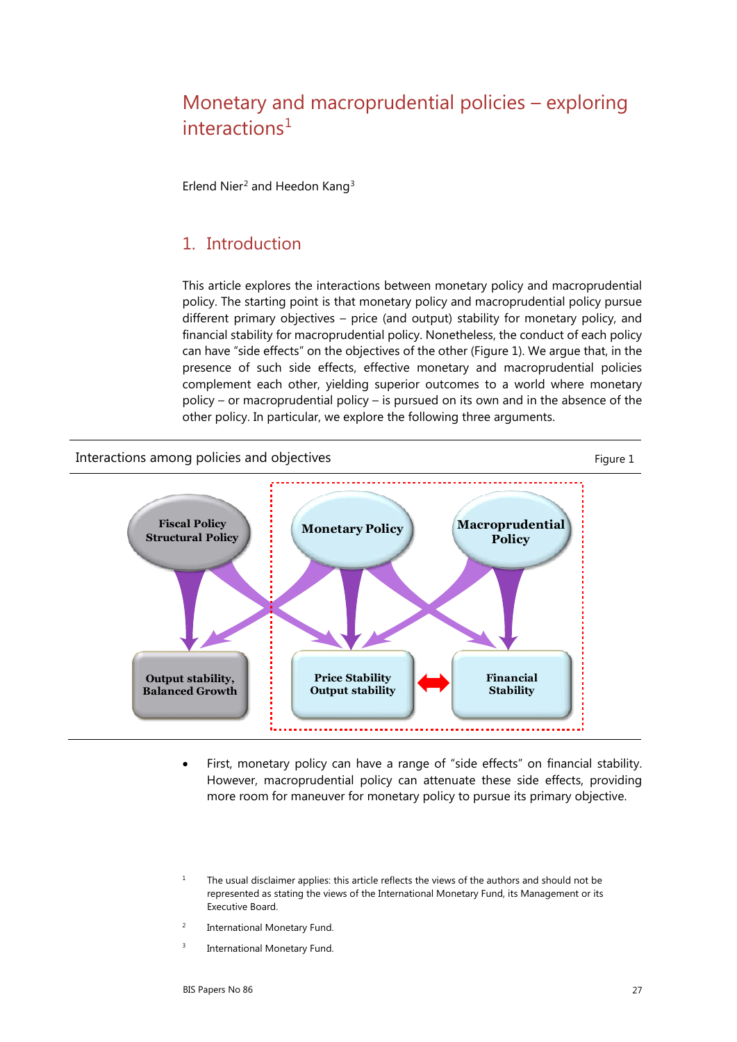# Monetary and macroprudential policies – exploring interactions[1]

Erlend Nier[2] and Heedon Kang[3]

## 1. Introduction

This article explores the interactions between monetary policy and macroprudential policy. The starting point is that monetary policy and macroprudential policy pursue different primary objectives – price (and output) stability for monetary policy, and financial stability for macroprudential policy. Nonetheless, the conduct of each policy can have "side effects" on the objectives of the other (Figure 1). We argue that, in the presence of such side effects, effective monetary and macroprudential policies complement each other, yielding superior outcomes to a world where monetary policy – or macroprudential policy – is pursued on its own and in the absence of the other policy. In particular, we explore the following three arguments.

Interactions among policies and objectives — Figure 1

Fiscal Policy Structural Policy | Monetary Policy | Macroprudential Policy

Output stability, Balanced Growth | Price Stability Output stability | Financial Stability

- First, monetary policy can have a range of "side effects" on financial stability. However, macroprudential policy can attenuate these side effects, providing more room for maneuver for monetary policy to pursue its primary objective.

[1] The usual disclaimer applies: this article reflects the views of the authors and should not be represented as stating the views of the International Monetary Fund, its Management or its Executive Board.

[2] International Monetary Fund.

[3] International Monetary Fund.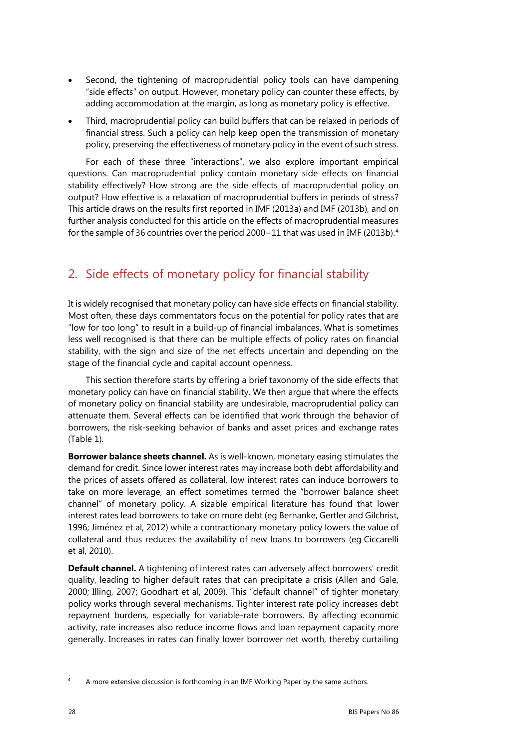- Second, the tightening of macroprudential policy tools can have dampening "side effects" on output. However, monetary policy can counter these effects, by adding accommodation at the margin, as long as monetary policy is effective.
- Third, macroprudential policy can build buffers that can be relaxed in periods of financial stress. Such a policy can help keep open the transmission of monetary policy, preserving the effectiveness of monetary policy in the event of such stress.

For each of these three "interactions", we also explore important empirical questions. Can macroprudential policy contain monetary side effects on financial stability effectively? How strong are the side effects of macroprudential policy on output? How effective is a relaxation of macroprudential buffers in periods of stress? This article draws on the results first reported in IMF (2013a) and IMF (2013b), and on further analysis conducted for this article on the effects of macroprudential measures for the sample of 36 countries over the period 2000–11 that was used in IMF (2013b).[4]

## 2. Side effects of monetary policy for financial stability

It is widely recognised that monetary policy can have side effects on financial stability. Most often, these days commentators focus on the potential for policy rates that are "low for too long" to result in a build-up of financial imbalances. What is sometimes less well recognised is that there can be multiple effects of policy rates on financial stability, with the sign and size of the net effects uncertain and depending on the stage of the financial cycle and capital account openness.

This section therefore starts by offering a brief taxonomy of the side effects that monetary policy can have on financial stability. We then argue that where the effects of monetary policy on financial stability are undesirable, macroprudential policy can attenuate them. Several effects can be identified that work through the behavior of borrowers, the risk-seeking behavior of banks and asset prices and exchange rates (Table 1).

**Borrower balance sheets channel.** As is well-known, monetary easing stimulates the demand for credit. Since lower interest rates may increase both debt affordability and the prices of assets offered as collateral, low interest rates can induce borrowers to take on more leverage, an effect sometimes termed the "borrower balance sheet channel" of monetary policy. A sizable empirical literature has found that lower interest rates lead borrowers to take on more debt (eg Bernanke, Gertler and Gilchrist, 1996; Jiménez et al, 2012) while a contractionary monetary policy lowers the value of collateral and thus reduces the availability of new loans to borrowers (eg Ciccarelli et al, 2010).

**Default channel.** A tightening of interest rates can adversely affect borrowers' credit quality, leading to higher default rates that can precipitate a crisis (Allen and Gale, 2000; Illing, 2007; Goodhart et al, 2009). This "default channel" of tighter monetary policy works through several mechanisms. Tighter interest rate policy increases debt repayment burdens, especially for variable-rate borrowers. By affecting economic activity, rate increases also reduce income flows and loan repayment capacity more generally. Increases in rates can finally lower borrower net worth, thereby curtailing

[4] A more extensive discussion is forthcoming in an IMF Working Paper by the same authors.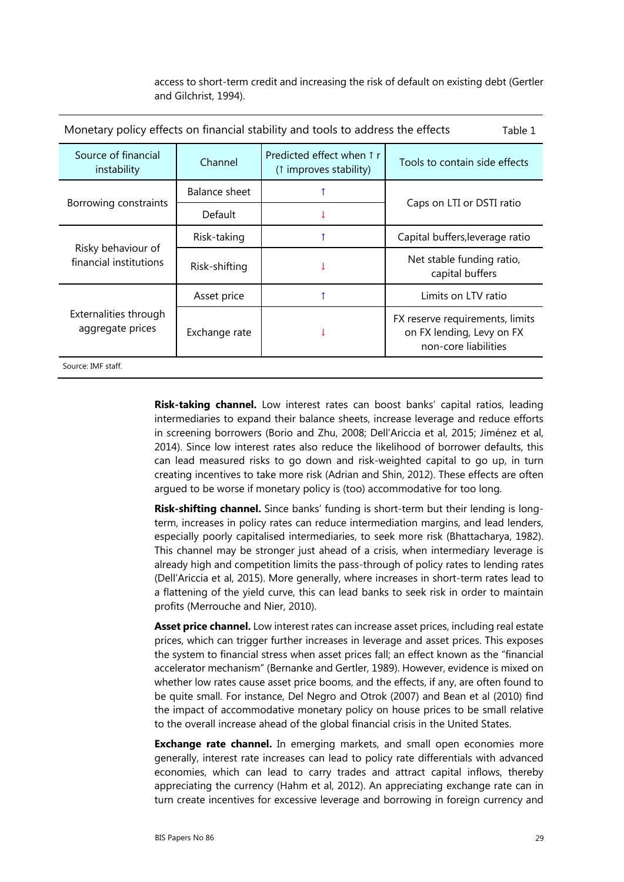access to short-term credit and increasing the risk of default on existing debt (Gertler and Gilchrist, 1994).

Monetary policy effects on financial stability and tools to address the effects — Table 1

| Source of financial instability | Channel | Predicted effect when ↑ r (↑ improves stability) | Tools to contain side effects |
|---|---|---|---|
| Borrowing constraints | Balance sheet | ↑ | Caps on LTI or DSTI ratio |
| | Default | ↓ | |
| Risky behaviour of financial institutions | Risk-taking | ↑ | Capital buffers,leverage ratio |
| | Risk-shifting | ↓ | Net stable funding ratio, capital buffers |
| Externalities through aggregate prices | Asset price | ↑ | Limits on LTV ratio |
| | Exchange rate | ↓ | FX reserve requirements, limits on FX lending, Levy on FX non-core liabilities |

Source: IMF staff.

**Risk-taking channel.** Low interest rates can boost banks' capital ratios, leading intermediaries to expand their balance sheets, increase leverage and reduce efforts in screening borrowers (Borio and Zhu, 2008; Dell'Ariccia et al, 2015; Jiménez et al, 2014). Since low interest rates also reduce the likelihood of borrower defaults, this can lead measured risks to go down and risk-weighted capital to go up, in turn creating incentives to take more risk (Adrian and Shin, 2012). These effects are often argued to be worse if monetary policy is (too) accommodative for too long.

**Risk-shifting channel.** Since banks' funding is short-term but their lending is long-term, increases in policy rates can reduce intermediation margins, and lead lenders, especially poorly capitalised intermediaries, to seek more risk (Bhattacharya, 1982). This channel may be stronger just ahead of a crisis, when intermediary leverage is already high and competition limits the pass-through of policy rates to lending rates (Dell'Ariccia et al, 2015). More generally, where increases in short-term rates lead to a flattening of the yield curve, this can lead banks to seek risk in order to maintain profits (Merrouche and Nier, 2010).

**Asset price channel.** Low interest rates can increase asset prices, including real estate prices, which can trigger further increases in leverage and asset prices. This exposes the system to financial stress when asset prices fall; an effect known as the "financial accelerator mechanism" (Bernanke and Gertler, 1989). However, evidence is mixed on whether low rates cause asset price booms, and the effects, if any, are often found to be quite small. For instance, Del Negro and Otrok (2007) and Bean et al (2010) find the impact of accommodative monetary policy on house prices to be small relative to the overall increase ahead of the global financial crisis in the United States.

**Exchange rate channel.** In emerging markets, and small open economies more generally, interest rate increases can lead to policy rate differentials with advanced economies, which can lead to carry trades and attract capital inflows, thereby appreciating the currency (Hahm et al, 2012). An appreciating exchange rate can in turn create incentives for excessive leverage and borrowing in foreign currency and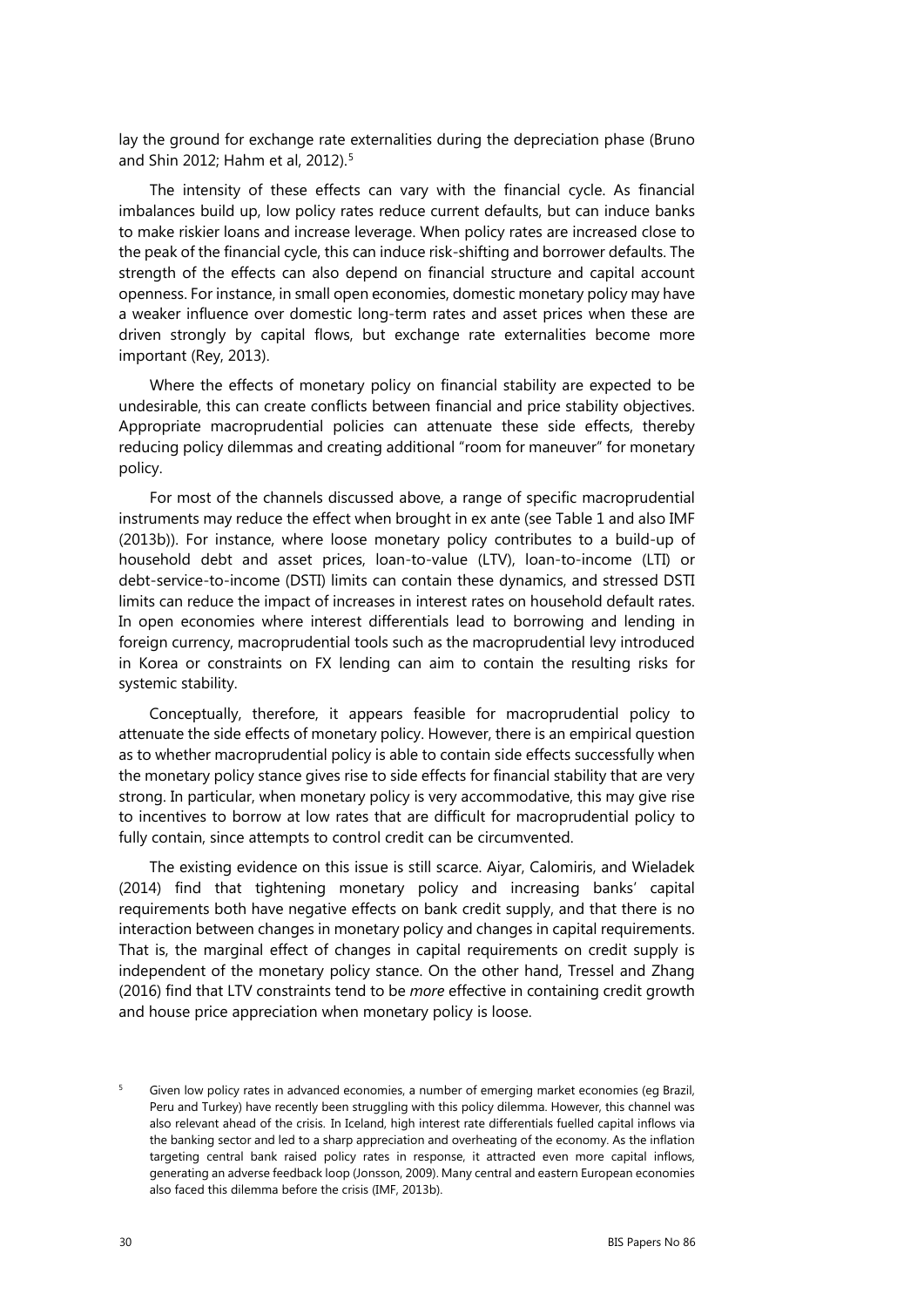lay the ground for exchange rate externalities during the depreciation phase (Bruno and Shin 2012; Hahm et al, 2012).[5]

The intensity of these effects can vary with the financial cycle. As financial imbalances build up, low policy rates reduce current defaults, but can induce banks to make riskier loans and increase leverage. When policy rates are increased close to the peak of the financial cycle, this can induce risk-shifting and borrower defaults. The strength of the effects can also depend on financial structure and capital account openness. For instance, in small open economies, domestic monetary policy may have a weaker influence over domestic long-term rates and asset prices when these are driven strongly by capital flows, but exchange rate externalities become more important (Rey, 2013).

Where the effects of monetary policy on financial stability are expected to be undesirable, this can create conflicts between financial and price stability objectives. Appropriate macroprudential policies can attenuate these side effects, thereby reducing policy dilemmas and creating additional "room for maneuver" for monetary policy.

For most of the channels discussed above, a range of specific macroprudential instruments may reduce the effect when brought in ex ante (see Table 1 and also IMF (2013b)). For instance, where loose monetary policy contributes to a build-up of household debt and asset prices, loan-to-value (LTV), loan-to-income (LTI) or debt-service-to-income (DSTI) limits can contain these dynamics, and stressed DSTI limits can reduce the impact of increases in interest rates on household default rates. In open economies where interest differentials lead to borrowing and lending in foreign currency, macroprudential tools such as the macroprudential levy introduced in Korea or constraints on FX lending can aim to contain the resulting risks for systemic stability.

Conceptually, therefore, it appears feasible for macroprudential policy to attenuate the side effects of monetary policy. However, there is an empirical question as to whether macroprudential policy is able to contain side effects successfully when the monetary policy stance gives rise to side effects for financial stability that are very strong. In particular, when monetary policy is very accommodative, this may give rise to incentives to borrow at low rates that are difficult for macroprudential policy to fully contain, since attempts to control credit can be circumvented.

The existing evidence on this issue is still scarce. Aiyar, Calomiris, and Wieladek (2014) find that tightening monetary policy and increasing banks' capital requirements both have negative effects on bank credit supply, and that there is no interaction between changes in monetary policy and changes in capital requirements. That is, the marginal effect of changes in capital requirements on credit supply is independent of the monetary policy stance. On the other hand, Tressel and Zhang (2016) find that LTV constraints tend to be *more* effective in containing credit growth and house price appreciation when monetary policy is loose.

[5] Given low policy rates in advanced economies, a number of emerging market economies (eg Brazil, Peru and Turkey) have recently been struggling with this policy dilemma. However, this channel was also relevant ahead of the crisis. In Iceland, high interest rate differentials fuelled capital inflows via the banking sector and led to a sharp appreciation and overheating of the economy. As the inflation targeting central bank raised policy rates in response, it attracted even more capital inflows, generating an adverse feedback loop (Jonsson, 2009). Many central and eastern European economies also faced this dilemma before the crisis (IMF, 2013b).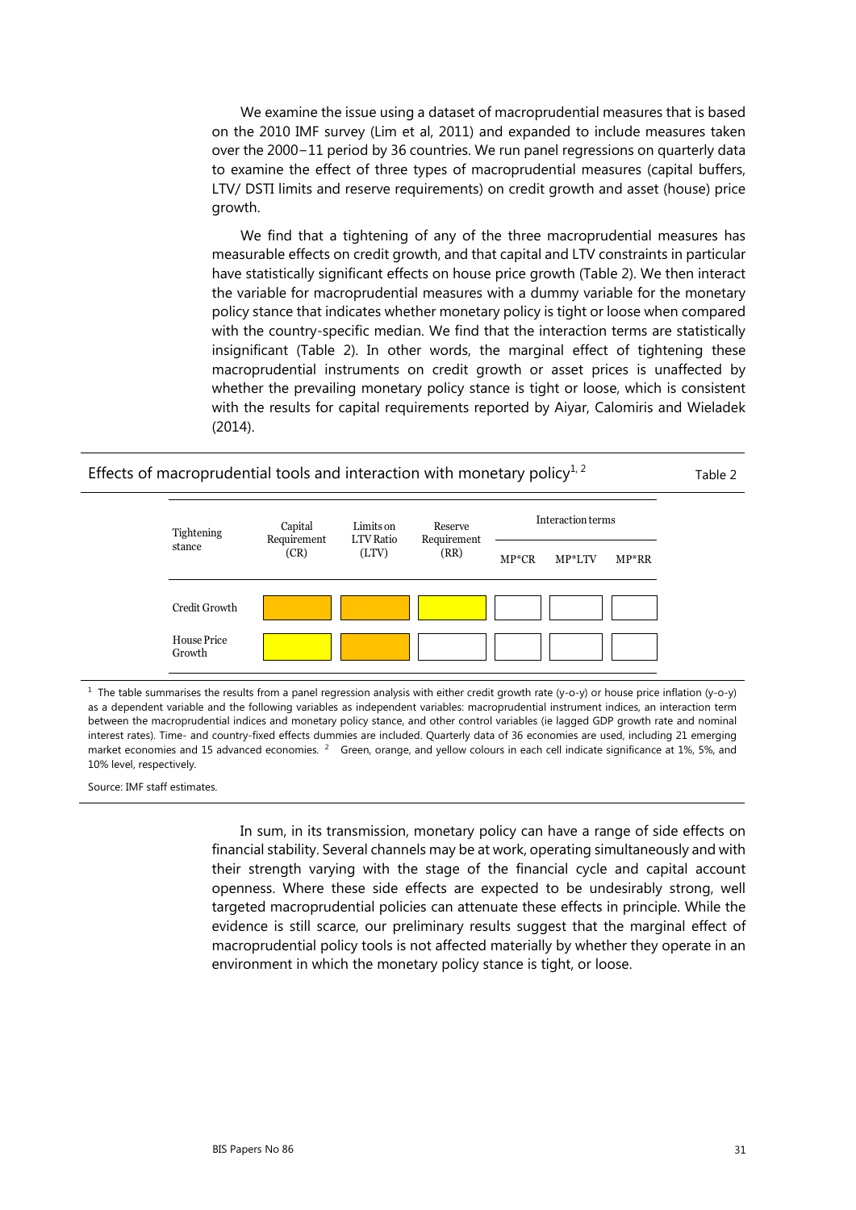We examine the issue using a dataset of macroprudential measures that is based on the 2010 IMF survey (Lim et al, 2011) and expanded to include measures taken over the 2000–11 period by 36 countries. We run panel regressions on quarterly data to examine the effect of three types of macroprudential measures (capital buffers, LTV/ DSTI limits and reserve requirements) on credit growth and asset (house) price growth.

We find that a tightening of any of the three macroprudential measures has measurable effects on credit growth, and that capital and LTV constraints in particular have statistically significant effects on house price growth (Table 2). We then interact the variable for macroprudential measures with a dummy variable for the monetary policy stance that indicates whether monetary policy is tight or loose when compared with the country-specific median. We find that the interaction terms are statistically insignificant (Table 2). In other words, the marginal effect of tightening these macroprudential instruments on credit growth or asset prices is unaffected by whether the prevailing monetary policy stance is tight or loose, which is consistent with the results for capital requirements reported by Aiyar, Calomiris and Wieladek (2014).

**Effects of macroprudential tools and interaction with monetary policy[1, 2]** — Table 2

| Tightening stance | Capital Requirement (CR) | Limits on LTV Ratio (LTV) | Reserve Requirement (RR) | Interaction terms | | |
|---|---|---|---|---|---|---|
| | | | | MP*CR | MP*LTV | MP*RR |
| Credit Growth | [orange] | [orange] | [yellow] | | | |
| House Price Growth | [yellow] | [orange] | | | | |

[1] The table summarises the results from a panel regression analysis with either credit growth rate (y-o-y) or house price inflation (y-o-y) as a dependent variable and the following variables as independent variables: macroprudential instrument indices, an interaction term between the macroprudential indices and monetary policy stance, and other control variables (ie lagged GDP growth rate and nominal interest rates). Time- and country-fixed effects dummies are included. Quarterly data of 36 economies are used, including 21 emerging market economies and 15 advanced economies. [2] Green, orange, and yellow colours in each cell indicate significance at 1%, 5%, and 10% level, respectively.

Source: IMF staff estimates.

In sum, in its transmission, monetary policy can have a range of side effects on financial stability. Several channels may be at work, operating simultaneously and with their strength varying with the stage of the financial cycle and capital account openness. Where these side effects are expected to be undesirably strong, well targeted macroprudential policies can attenuate these effects in principle. While the evidence is still scarce, our preliminary results suggest that the marginal effect of macroprudential policy tools is not affected materially by whether they operate in an environment in which the monetary policy stance is tight, or loose.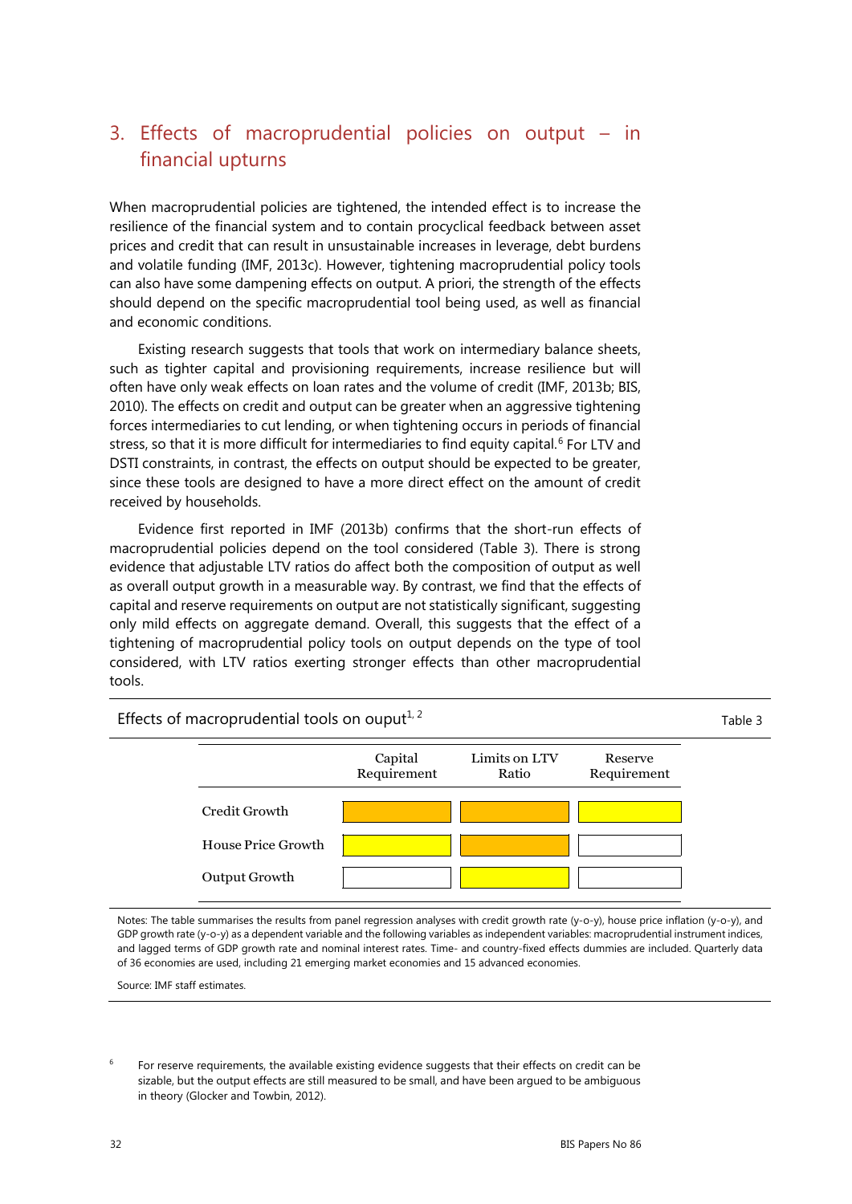## 3. Effects of macroprudential policies on output – in financial upturns

When macroprudential policies are tightened, the intended effect is to increase the resilience of the financial system and to contain procyclical feedback between asset prices and credit that can result in unsustainable increases in leverage, debt burdens and volatile funding (IMF, 2013c). However, tightening macroprudential policy tools can also have some dampening effects on output. A priori, the strength of the effects should depend on the specific macroprudential tool being used, as well as financial and economic conditions.

Existing research suggests that tools that work on intermediary balance sheets, such as tighter capital and provisioning requirements, increase resilience but will often have only weak effects on loan rates and the volume of credit (IMF, 2013b; BIS, 2010). The effects on credit and output can be greater when an aggressive tightening forces intermediaries to cut lending, or when tightening occurs in periods of financial stress, so that it is more difficult for intermediaries to find equity capital.[6] For LTV and DSTI constraints, in contrast, the effects on output should be expected to be greater, since these tools are designed to have a more direct effect on the amount of credit received by households.

Evidence first reported in IMF (2013b) confirms that the short-run effects of macroprudential policies depend on the tool considered (Table 3). There is strong evidence that adjustable LTV ratios do affect both the composition of output as well as overall output growth in a measurable way. By contrast, we find that the effects of capital and reserve requirements on output are not statistically significant, suggesting only mild effects on aggregate demand. Overall, this suggests that the effect of a tightening of macroprudential policy tools on output depends on the type of tool considered, with LTV ratios exerting stronger effects than other macroprudential tools.

Effects of macroprudential tools on ouput[1, 2] — Table 3

| | Capital Requirement | Limits on LTV Ratio | Reserve Requirement |
|---|---|---|---|
| Credit Growth | | | |
| House Price Growth | | | |
| Output Growth | | | |

Notes: The table summarises the results from panel regression analyses with credit growth rate (y-o-y), house price inflation (y-o-y), and GDP growth rate (y-o-y) as a dependent variable and the following variables as independent variables: macroprudential instrument indices, and lagged terms of GDP growth rate and nominal interest rates. Time- and country-fixed effects dummies are included. Quarterly data of 36 economies are used, including 21 emerging market economies and 15 advanced economies.

Source: IMF staff estimates.

[6] For reserve requirements, the available existing evidence suggests that their effects on credit can be sizable, but the output effects are still measured to be small, and have been argued to be ambiguous in theory (Glocker and Towbin, 2012).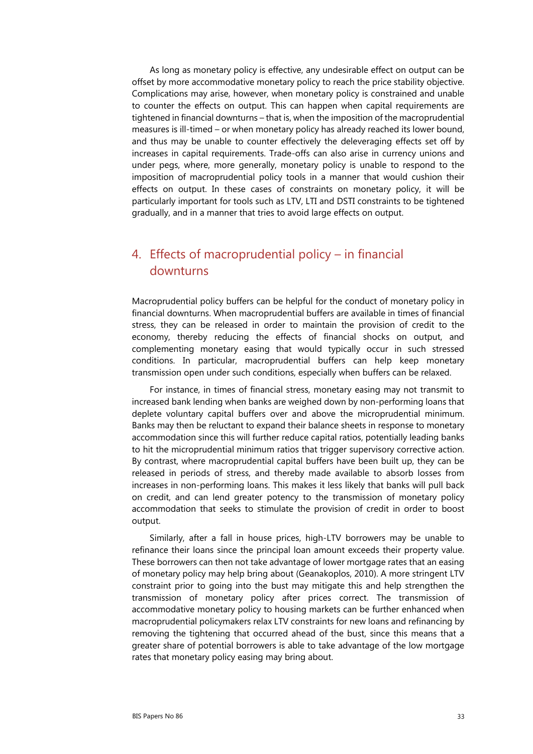As long as monetary policy is effective, any undesirable effect on output can be offset by more accommodative monetary policy to reach the price stability objective. Complications may arise, however, when monetary policy is constrained and unable to counter the effects on output. This can happen when capital requirements are tightened in financial downturns – that is, when the imposition of the macroprudential measures is ill-timed – or when monetary policy has already reached its lower bound, and thus may be unable to counter effectively the deleveraging effects set off by increases in capital requirements. Trade-offs can also arise in currency unions and under pegs, where, more generally, monetary policy is unable to respond to the imposition of macroprudential policy tools in a manner that would cushion their effects on output. In these cases of constraints on monetary policy, it will be particularly important for tools such as LTV, LTI and DSTI constraints to be tightened gradually, and in a manner that tries to avoid large effects on output.

## 4. Effects of macroprudential policy – in financial downturns

Macroprudential policy buffers can be helpful for the conduct of monetary policy in financial downturns. When macroprudential buffers are available in times of financial stress, they can be released in order to maintain the provision of credit to the economy, thereby reducing the effects of financial shocks on output, and complementing monetary easing that would typically occur in such stressed conditions. In particular, macroprudential buffers can help keep monetary transmission open under such conditions, especially when buffers can be relaxed.

For instance, in times of financial stress, monetary easing may not transmit to increased bank lending when banks are weighed down by non-performing loans that deplete voluntary capital buffers over and above the microprudential minimum. Banks may then be reluctant to expand their balance sheets in response to monetary accommodation since this will further reduce capital ratios, potentially leading banks to hit the microprudential minimum ratios that trigger supervisory corrective action. By contrast, where macroprudential capital buffers have been built up, they can be released in periods of stress, and thereby made available to absorb losses from increases in non-performing loans. This makes it less likely that banks will pull back on credit, and can lend greater potency to the transmission of monetary policy accommodation that seeks to stimulate the provision of credit in order to boost output.

Similarly, after a fall in house prices, high-LTV borrowers may be unable to refinance their loans since the principal loan amount exceeds their property value. These borrowers can then not take advantage of lower mortgage rates that an easing of monetary policy may help bring about (Geanakoplos, 2010). A more stringent LTV constraint prior to going into the bust may mitigate this and help strengthen the transmission of monetary policy after prices correct. The transmission of accommodative monetary policy to housing markets can be further enhanced when macroprudential policymakers relax LTV constraints for new loans and refinancing by removing the tightening that occurred ahead of the bust, since this means that a greater share of potential borrowers is able to take advantage of the low mortgage rates that monetary policy easing may bring about.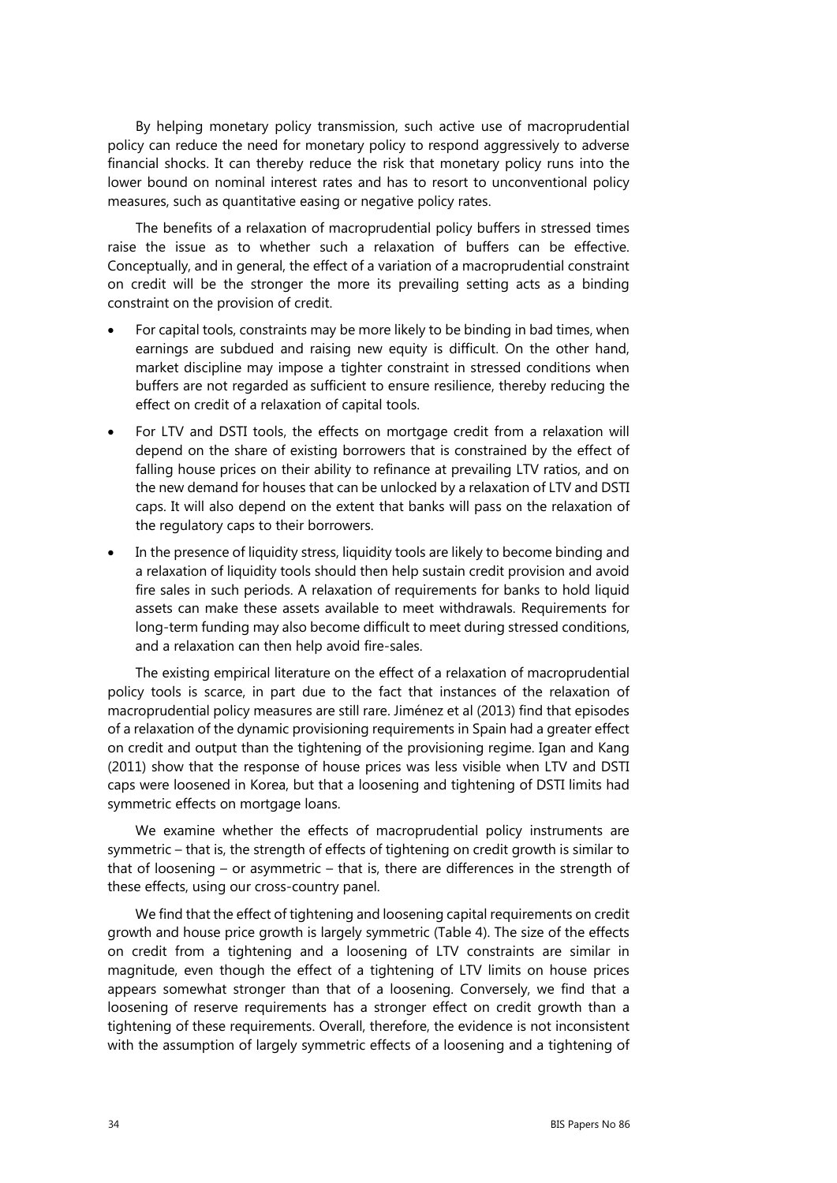By helping monetary policy transmission, such active use of macroprudential policy can reduce the need for monetary policy to respond aggressively to adverse financial shocks. It can thereby reduce the risk that monetary policy runs into the lower bound on nominal interest rates and has to resort to unconventional policy measures, such as quantitative easing or negative policy rates.

The benefits of a relaxation of macroprudential policy buffers in stressed times raise the issue as to whether such a relaxation of buffers can be effective. Conceptually, and in general, the effect of a variation of a macroprudential constraint on credit will be the stronger the more its prevailing setting acts as a binding constraint on the provision of credit.

- For capital tools, constraints may be more likely to be binding in bad times, when earnings are subdued and raising new equity is difficult. On the other hand, market discipline may impose a tighter constraint in stressed conditions when buffers are not regarded as sufficient to ensure resilience, thereby reducing the effect on credit of a relaxation of capital tools.
- For LTV and DSTI tools, the effects on mortgage credit from a relaxation will depend on the share of existing borrowers that is constrained by the effect of falling house prices on their ability to refinance at prevailing LTV ratios, and on the new demand for houses that can be unlocked by a relaxation of LTV and DSTI caps. It will also depend on the extent that banks will pass on the relaxation of the regulatory caps to their borrowers.
- In the presence of liquidity stress, liquidity tools are likely to become binding and a relaxation of liquidity tools should then help sustain credit provision and avoid fire sales in such periods. A relaxation of requirements for banks to hold liquid assets can make these assets available to meet withdrawals. Requirements for long-term funding may also become difficult to meet during stressed conditions, and a relaxation can then help avoid fire-sales.

The existing empirical literature on the effect of a relaxation of macroprudential policy tools is scarce, in part due to the fact that instances of the relaxation of macroprudential policy measures are still rare. Jiménez et al (2013) find that episodes of a relaxation of the dynamic provisioning requirements in Spain had a greater effect on credit and output than the tightening of the provisioning regime. Igan and Kang (2011) show that the response of house prices was less visible when LTV and DSTI caps were loosened in Korea, but that a loosening and tightening of DSTI limits had symmetric effects on mortgage loans.

We examine whether the effects of macroprudential policy instruments are symmetric – that is, the strength of effects of tightening on credit growth is similar to that of loosening – or asymmetric – that is, there are differences in the strength of these effects, using our cross-country panel.

We find that the effect of tightening and loosening capital requirements on credit growth and house price growth is largely symmetric (Table 4). The size of the effects on credit from a tightening and a loosening of LTV constraints are similar in magnitude, even though the effect of a tightening of LTV limits on house prices appears somewhat stronger than that of a loosening. Conversely, we find that a loosening of reserve requirements has a stronger effect on credit growth than a tightening of these requirements. Overall, therefore, the evidence is not inconsistent with the assumption of largely symmetric effects of a loosening and a tightening of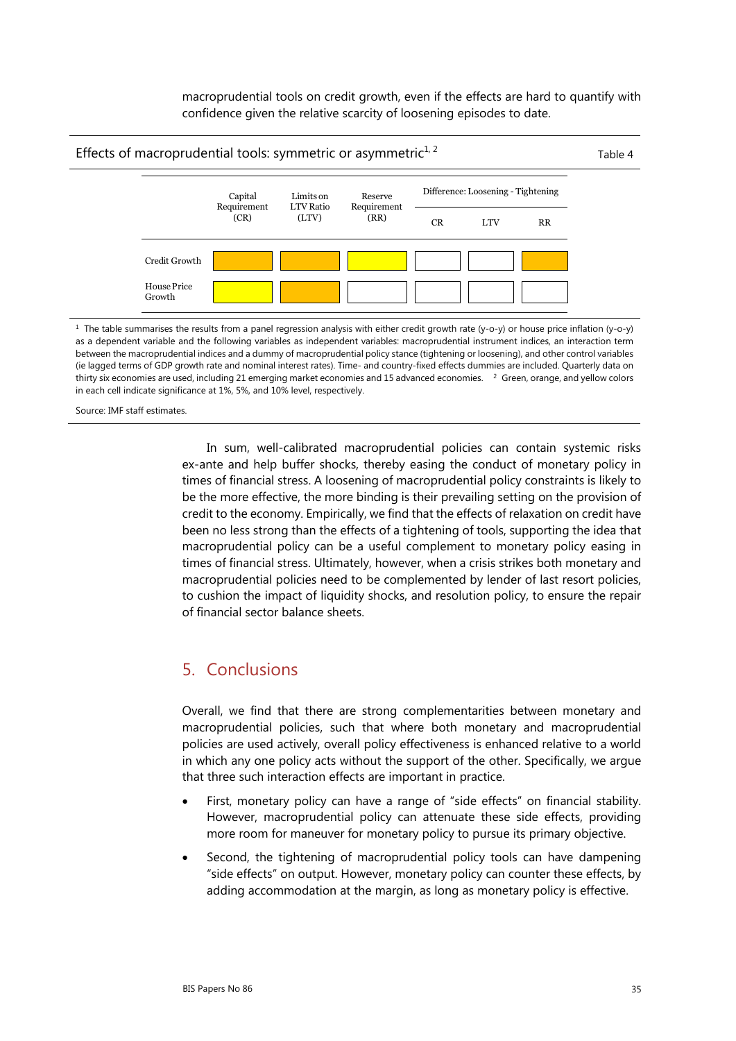macroprudential tools on credit growth, even if the effects are hard to quantify with confidence given the relative scarcity of loosening episodes to date.

**Effects of macroprudential tools: symmetric or asymmetric**[1, 2] — Table 4

| | Capital Requirement (CR) | Limits on LTV Ratio (LTV) | Reserve Requirement (RR) | Difference: Loosening - Tightening | | |
|---|---|---|---|---|---|---|
| | | | | CR | LTV | RR |
| Credit Growth | (orange) | (orange) | (yellow) | | | (orange) |
| House Price Growth | (yellow) | (orange) | | | | |

[1] The table summarises the results from a panel regression analysis with either credit growth rate (y-o-y) or house price inflation (y-o-y) as a dependent variable and the following variables as independent variables: macroprudential instrument indices, an interaction term between the macroprudential indices and a dummy of macroprudential policy stance (tightening or loosening), and other control variables (ie lagged terms of GDP growth rate and nominal interest rates). Time- and country-fixed effects dummies are included. Quarterly data on thirty six economies are used, including 21 emerging market economies and 15 advanced economies. [2] Green, orange, and yellow colors in each cell indicate significance at 1%, 5%, and 10% level, respectively.

Source: IMF staff estimates.

In sum, well-calibrated macroprudential policies can contain systemic risks ex-ante and help buffer shocks, thereby easing the conduct of monetary policy in times of financial stress. A loosening of macroprudential policy constraints is likely to be the more effective, the more binding is their prevailing setting on the provision of credit to the economy. Empirically, we find that the effects of relaxation on credit have been no less strong than the effects of a tightening of tools, supporting the idea that macroprudential policy can be a useful complement to monetary policy easing in times of financial stress. Ultimately, however, when a crisis strikes both monetary and macroprudential policies need to be complemented by lender of last resort policies, to cushion the impact of liquidity shocks, and resolution policy, to ensure the repair of financial sector balance sheets.

## 5. Conclusions

Overall, we find that there are strong complementarities between monetary and macroprudential policies, such that where both monetary and macroprudential policies are used actively, overall policy effectiveness is enhanced relative to a world in which any one policy acts without the support of the other. Specifically, we argue that three such interaction effects are important in practice.

- First, monetary policy can have a range of "side effects" on financial stability. However, macroprudential policy can attenuate these side effects, providing more room for maneuver for monetary policy to pursue its primary objective.
- Second, the tightening of macroprudential policy tools can have dampening "side effects" on output. However, monetary policy can counter these effects, by adding accommodation at the margin, as long as monetary policy is effective.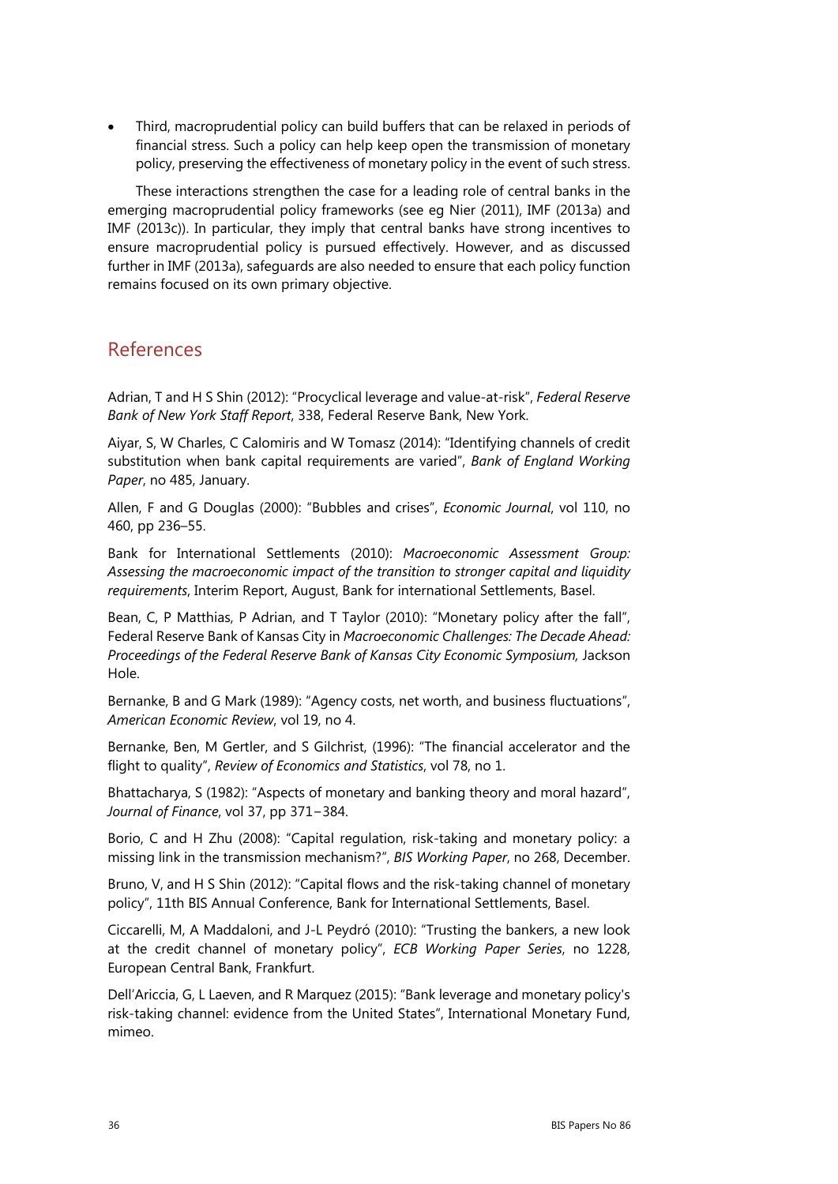- Third, macroprudential policy can build buffers that can be relaxed in periods of financial stress. Such a policy can help keep open the transmission of monetary policy, preserving the effectiveness of monetary policy in the event of such stress.

These interactions strengthen the case for a leading role of central banks in the emerging macroprudential policy frameworks (see eg Nier (2011), IMF (2013a) and IMF (2013c)). In particular, they imply that central banks have strong incentives to ensure macroprudential policy is pursued effectively. However, and as discussed further in IMF (2013a), safeguards are also needed to ensure that each policy function remains focused on its own primary objective.

## References

Adrian, T and H S Shin (2012): "Procyclical leverage and value-at-risk", *Federal Reserve Bank of New York Staff Report*, 338, Federal Reserve Bank, New York.

Aiyar, S, W Charles, C Calomiris and W Tomasz (2014): "Identifying channels of credit substitution when bank capital requirements are varied", *Bank of England Working Paper*, no 485, January.

Allen, F and G Douglas (2000): "Bubbles and crises", *Economic Journal*, vol 110, no 460, pp 236–55.

Bank for International Settlements (2010): *Macroeconomic Assessment Group: Assessing the macroeconomic impact of the transition to stronger capital and liquidity requirements*, Interim Report, August, Bank for international Settlements, Basel.

Bean, C, P Matthias, P Adrian, and T Taylor (2010): "Monetary policy after the fall", Federal Reserve Bank of Kansas City in *Macroeconomic Challenges: The Decade Ahead: Proceedings of the Federal Reserve Bank of Kansas City Economic Symposium,* Jackson Hole.

Bernanke, B and G Mark (1989): "Agency costs, net worth, and business fluctuations", *American Economic Review*, vol 19, no 4.

Bernanke, Ben, M Gertler, and S Gilchrist, (1996): "The financial accelerator and the flight to quality", *Review of Economics and Statistics*, vol 78, no 1.

Bhattacharya, S (1982): "Aspects of monetary and banking theory and moral hazard", *Journal of Finance*, vol 37, pp 371–384.

Borio, C and H Zhu (2008): "Capital regulation, risk-taking and monetary policy: a missing link in the transmission mechanism?", *BIS Working Paper*, no 268, December.

Bruno, V, and H S Shin (2012): "Capital flows and the risk-taking channel of monetary policy", 11th BIS Annual Conference, Bank for International Settlements, Basel.

Ciccarelli, M, A Maddaloni, and J-L Peydró (2010): "Trusting the bankers, a new look at the credit channel of monetary policy", *ECB Working Paper Series*, no 1228, European Central Bank, Frankfurt.

Dell'Ariccia, G, L Laeven, and R Marquez (2015): "Bank leverage and monetary policy's risk-taking channel: evidence from the United States", International Monetary Fund, mimeo.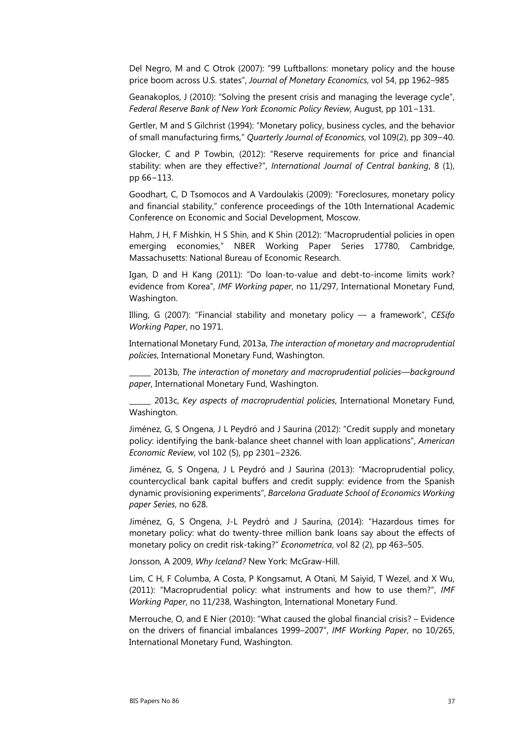Del Negro, M and C Otrok (2007): "99 Luftballons: monetary policy and the house price boom across U.S. states", *Journal of Monetary Economics*, vol 54, pp 1962–985

Geanakoplos, J (2010): "Solving the present crisis and managing the leverage cycle", *Federal Reserve Bank of New York Economic Policy Review*, August, pp 101−131.

Gertler, M and S Gilchrist (1994): "Monetary policy, business cycles, and the behavior of small manufacturing firms," *Quarterly Journal of Economics*, vol 109(2), pp 309−40.

Glocker, C and P Towbin, (2012): "Reserve requirements for price and financial stability: when are they effective?", *International Journal of Central banking*, 8 (1), pp 66−113.

Goodhart, C, D Tsomocos and A Vardoulakis (2009): "Foreclosures, monetary policy and financial stability," conference proceedings of the 10th International Academic Conference on Economic and Social Development, Moscow.

Hahm, J H, F Mishkin, H S Shin, and K Shin (2012): "Macroprudential policies in open emerging economies," NBER Working Paper Series 17780, Cambridge, Massachusetts: National Bureau of Economic Research.

Igan, D and H Kang (2011): "Do loan-to-value and debt-to-income limits work? evidence from Korea", *IMF Working paper*, no 11/297, International Monetary Fund, Washington.

Illing, G (2007): "Financial stability and monetary policy — a framework", *CESifo Working Paper*, no 1971.

International Monetary Fund, 2013a, *The interaction of monetary and macroprudential policies*, International Monetary Fund, Washington.

______ 2013b, *The interaction of monetary and macroprudential policies—background paper*, International Monetary Fund, Washington.

______ 2013c, *Key aspects of macroprudential policies*, International Monetary Fund, Washington.

Jiménez, G, S Ongena, J L Peydró and J Saurina (2012): "Credit supply and monetary policy: identifying the bank-balance sheet channel with loan applications", *American Economic Review*, vol 102 (5), pp 2301−2326.

Jiménez, G, S Ongena, J L Peydró and J Saurina (2013): "Macroprudential policy, countercyclical bank capital buffers and credit supply: evidence from the Spanish dynamic provisioning experiments", *Barcelona Graduate School of Economics Working paper Series*, no 628.

Jiménez, G, S Ongena, J-L Peydró and J Saurina, (2014): "Hazardous times for monetary policy: what do twenty-three million bank loans say about the effects of monetary policy on credit risk-taking?" *Econometrica*, vol 82 (2), pp 463–505.

Jonsson, A 2009, *Why Iceland?* New York: McGraw-Hill.

Lim, C H, F Columba, A Costa, P Kongsamut, A Otani, M Saiyid, T Wezel, and X Wu, (2011): "Macroprudential policy: what instruments and how to use them?", *IMF Working Paper*, no 11/238, Washington, International Monetary Fund.

Merrouche, O, and E Nier (2010): "What caused the global financial crisis? – Evidence on the drivers of financial imbalances 1999–2007", *IMF Working Paper*, no 10/265, International Monetary Fund, Washington.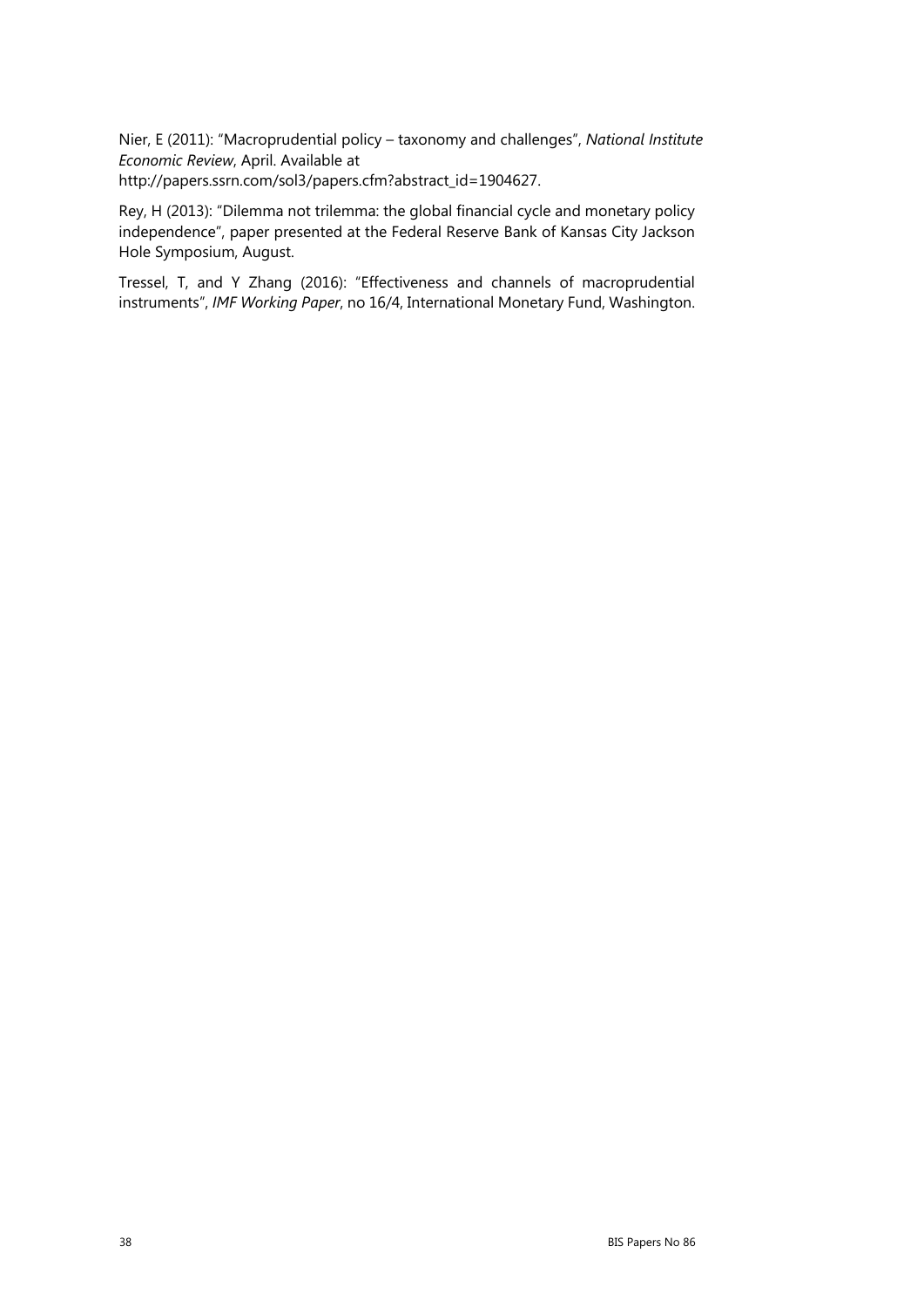Nier, E (2011): "Macroprudential policy – taxonomy and challenges", *National Institute Economic Review*, April. Available at http://papers.ssrn.com/sol3/papers.cfm?abstract_id=1904627.

Rey, H (2013): "Dilemma not trilemma: the global financial cycle and monetary policy independence", paper presented at the Federal Reserve Bank of Kansas City Jackson Hole Symposium, August.

Tressel, T, and Y Zhang (2016): "Effectiveness and channels of macroprudential instruments", *IMF Working Paper*, no 16/4, International Monetary Fund, Washington.